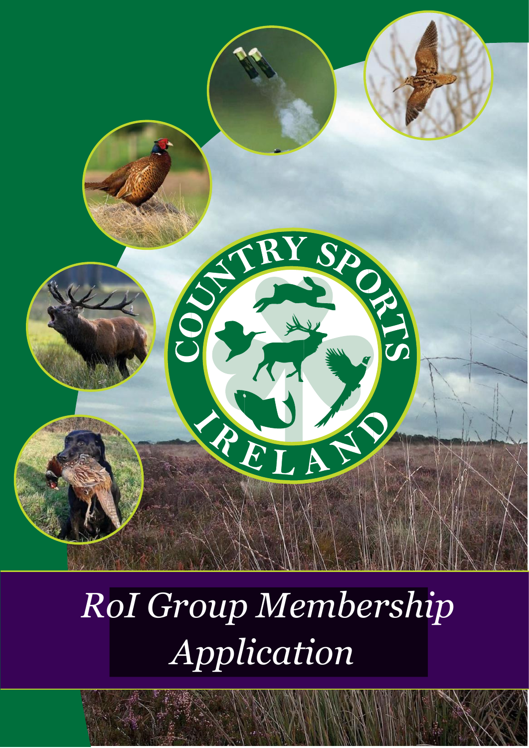COUNTRY SPORTS IRELAND

# *RoI Group Membership Application*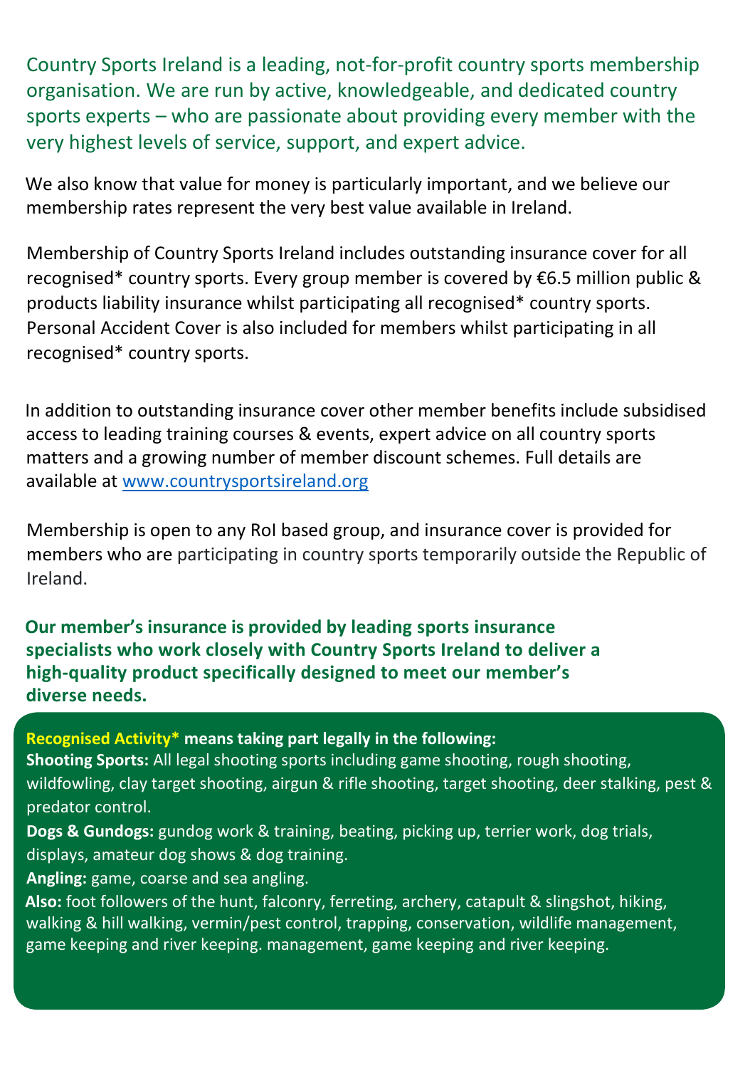Country Sports Ireland is a leading, not-for-profit country sports membership organisation. We are run by active, knowledgeable, and dedicated country sports experts – who are passionate about providing every member with the very highest levels of service, support, and expert advice.

We also know that value for money is particularly important, and we believe our membership rates represent the very best value available in Ireland.

Membership of Country Sports Ireland includes outstanding insurance cover for all recognised* country sports. Every group member is covered by €6.5 million public & products liability insurance whilst participating all recognised* country sports. Personal Accident Cover is also included for members whilst participating in all recognised* country sports.

In addition to outstanding insurance cover other member benefits include subsidised access to leading training courses & events, expert advice on all country sports matters and a growing number of member discount schemes. Full details are available at [www.countrysportsireland.org](http://www.countrysportsireland.org)

Membership is open to any RoI based group, and insurance cover is provided for members who are participating in country sports temporarily outside the Republic of Ireland.

**Our member's insurance is provided by leading sports insurance specialists who work closely with Country Sports Ireland to deliver a high-quality product specifically designed to meet our member's diverse needs.**

**Recognised Activity* means taking part legally in the following:**

**Shooting Sports:** All legal shooting sports including game shooting, rough shooting, wildfowling, clay target shooting, airgun & rifle shooting, target shooting, deer stalking, pest & predator control.

**Dogs & Gundogs:** gundog work & training, beating, picking up, terrier work, dog trials, displays, amateur dog shows & dog training.

**Angling:** game, coarse and sea angling.

**Also:** foot followers of the hunt, falconry, ferreting, archery, catapult & slingshot, hiking, walking & hill walking, vermin/pest control, trapping, conservation, wildlife management, game keeping and river keeping. management, game keeping and river keeping.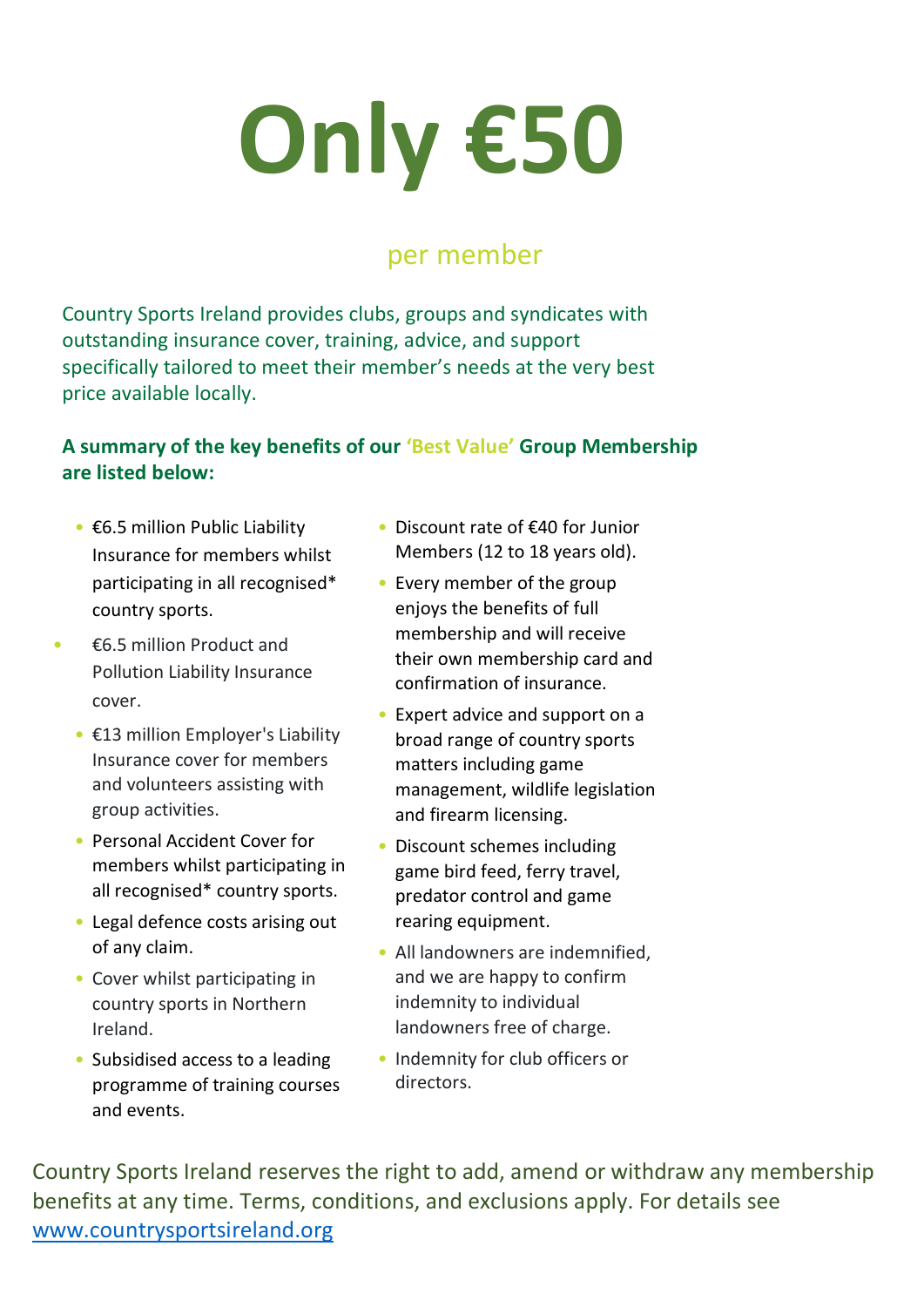# Only €50

per member

Country Sports Ireland provides clubs, groups and syndicates with outstanding insurance cover, training, advice, and support specifically tailored to meet their member's needs at the very best price available locally.

**A summary of the key benefits of our 'Best Value' Group Membership are listed below:**

- €6.5 million Public Liability Insurance for members whilst participating in all recognised* country sports.
- €6.5 million Product and Pollution Liability Insurance cover.
- €13 million Employer's Liability Insurance cover for members and volunteers assisting with group activities.
- Personal Accident Cover for members whilst participating in all recognised* country sports.
- Legal defence costs arising out of any claim.
- Cover whilst participating in country sports in Northern Ireland.
- Subsidised access to a leading programme of training courses and events.
- Discount rate of €40 for Junior Members (12 to 18 years old).
- Every member of the group enjoys the benefits of full membership and will receive their own membership card and confirmation of insurance.
- Expert advice and support on a broad range of country sports matters including game management, wildlife legislation and firearm licensing.
- Discount schemes including game bird feed, ferry travel, predator control and game rearing equipment.
- All landowners are indemnified, and we are happy to confirm indemnity to individual landowners free of charge.
- Indemnity for club officers or directors.

Country Sports Ireland reserves the right to add, amend or withdraw any membership benefits at any time. Terms, conditions, and exclusions apply. For details see [www.countrysportsireland.org](www.countrysportsireland.org)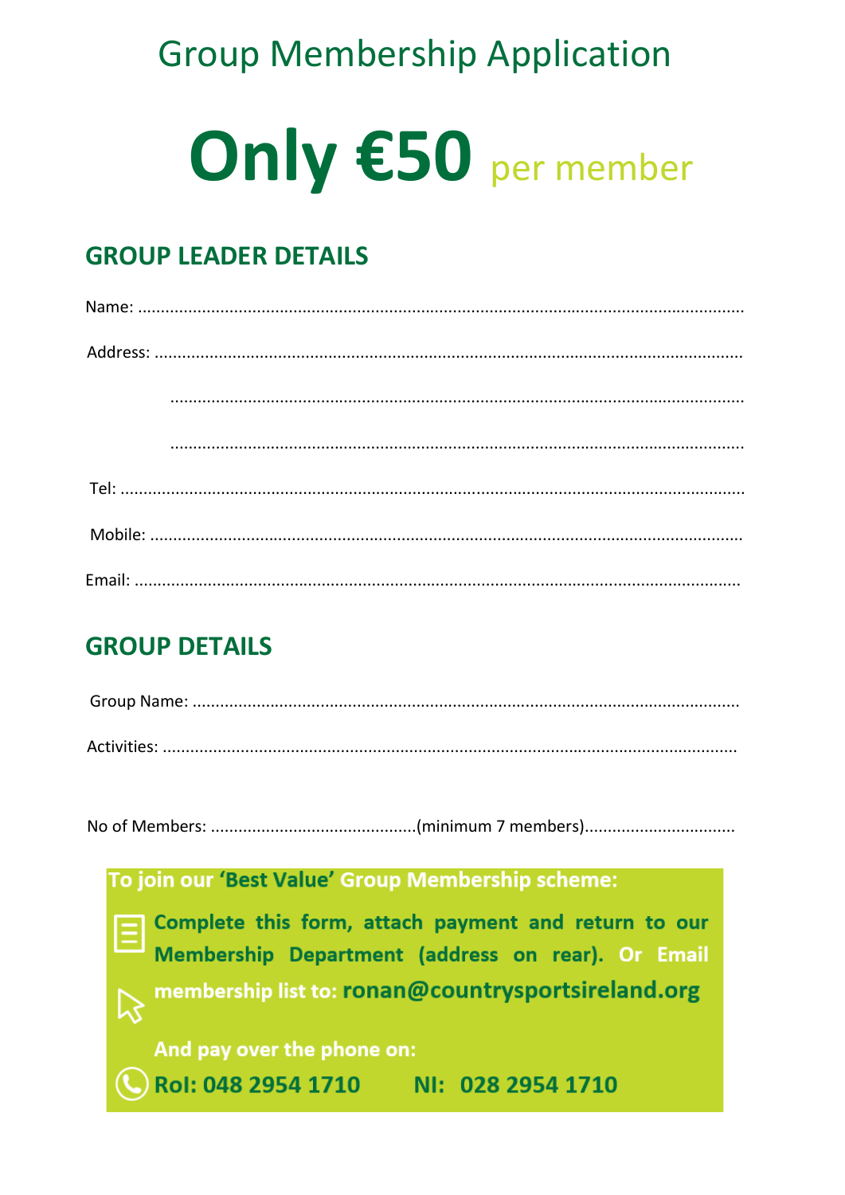# Group Membership Application

# Only €50 per member

## GROUP LEADER DETAILS

Name: ..........................................................................................................................

Address: ......................................................................................................................

..................................................................................................................................

..................................................................................................................................

Tel: .............................................................................................................................

Mobile: ........................................................................................................................

Email: ..........................................................................................................................

## GROUP DETAILS

Group Name: ...............................................................................................................

Activities: ....................................................................................................................

No of Members: ............................................(minimum 7 members)................................

**To join our 'Best Value' Group Membership scheme:**

**Complete this form, attach payment and return to our Membership Department (address on rear). Or Email membership list to: ronan@countrysportsireland.org**

**And pay over the phone on:**

**RoI: 048 2954 1710 NI: 028 2954 1710**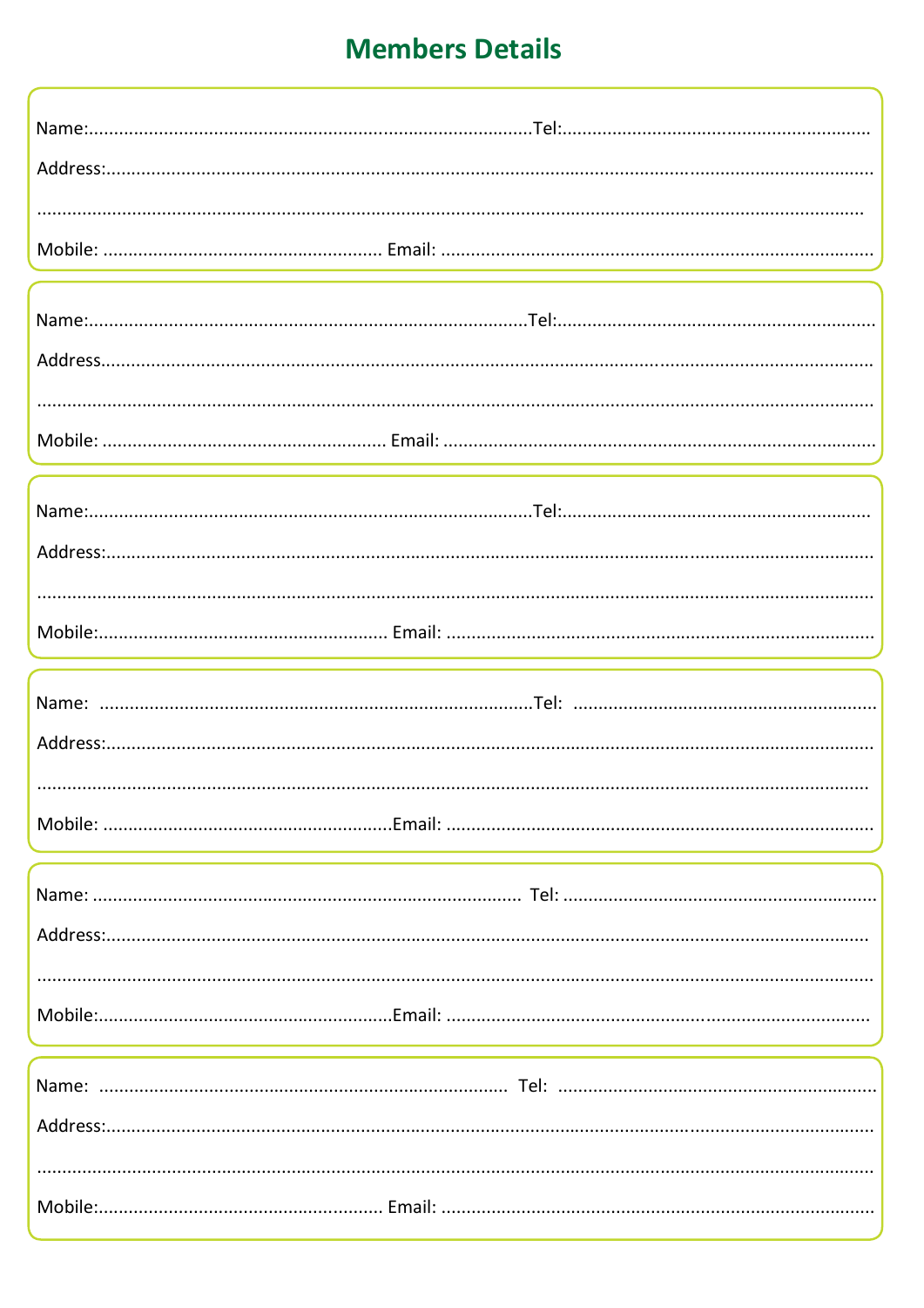## Members Details

Name:........................................................................................Tel:..............................................................

Address:..........................................................................................................................................................

..........................................................................................................................................................................

Mobile: ....................................................... Email: .....................................................................................

---

Name:........................................................................................Tel:..............................................................

Address..........................................................................................................................................................

..........................................................................................................................................................................

Mobile: ....................................................... Email: .....................................................................................

---

Name:........................................................................................Tel:..............................................................

Address:..........................................................................................................................................................

..........................................................................................................................................................................

Mobile:........................................................ Email: .....................................................................................

---

Name: .....................................................................................Tel: ..............................................................

Address:..........................................................................................................................................................

..........................................................................................................................................................................

Mobile: ........................................................Email: .....................................................................................

---

Name: .................................................................................... Tel: ..............................................................

Address:..........................................................................................................................................................

..........................................................................................................................................................................

Mobile:........................................................Email: .....................................................................................

---

Name: ............................................................................... Tel: ..............................................................

Address:..........................................................................................................................................................

..........................................................................................................................................................................

Mobile:....................................................... Email: .....................................................................................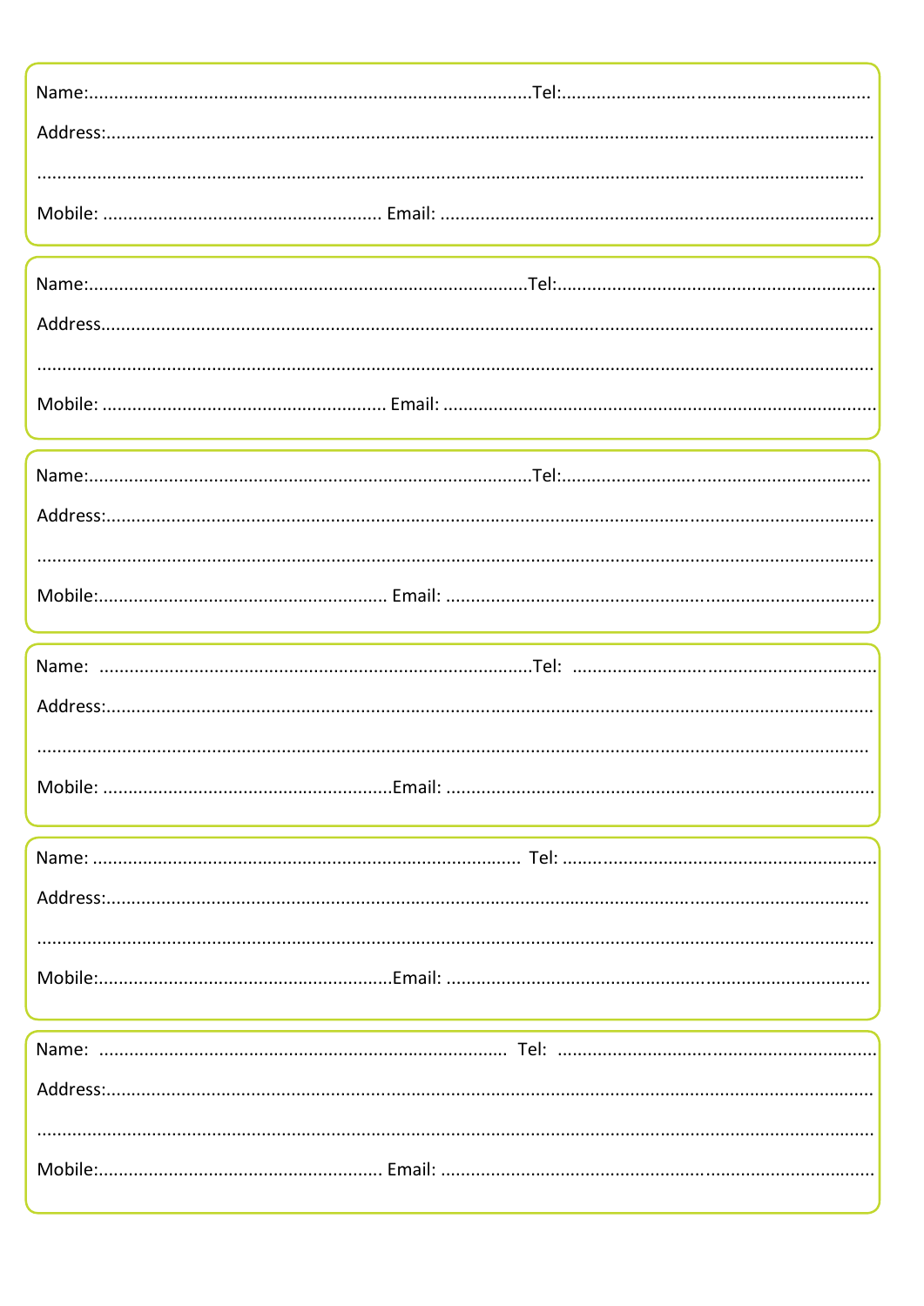Name:.......................................................................................Tel:..............................................................

Address:.................................................................................................................................................

.................................................................................................................................................

Mobile: ........................................................ Email: .....................................................................................

---

Name:.......................................................................................Tel:..............................................................

Address..................................................................................................................................................

.................................................................................................................................................

Mobile: ........................................................ Email: .....................................................................................

---

Name:.......................................................................................Tel:..............................................................

Address:.................................................................................................................................................

.................................................................................................................................................

Mobile:........................................................ Email: .....................................................................................

---

Name: .......................................................................................Tel: ..............................................................

Address:.................................................................................................................................................

.................................................................................................................................................

Mobile: ........................................................Email: .....................................................................................

---

Name: ....................................................................................... Tel: ..............................................................

Address:.................................................................................................................................................

.................................................................................................................................................

Mobile:........................................................Email: .....................................................................................

---

Name: ....................................................................................... Tel: ..............................................................

Address:.................................................................................................................................................

.................................................................................................................................................

Mobile:........................................................ Email: .....................................................................................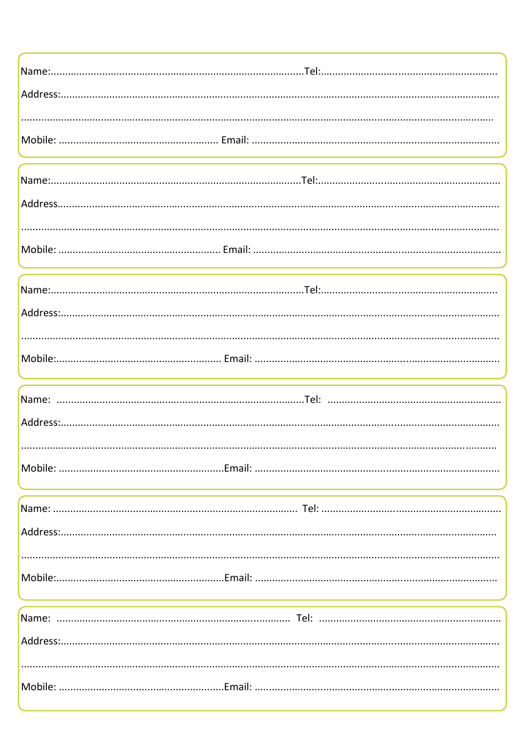Name:........................................................................................Tel:..................................................................

Address:..........................................................................................................................................................

..........................................................................................................................................................

Mobile: ........................................................ Email: ..........................................................................................

---

Name:........................................................................................Tel:..................................................................

Address..........................................................................................................................................................

..........................................................................................................................................................

Mobile: ........................................................ Email: ..........................................................................................

---

Name:........................................................................................Tel:..................................................................

Address:..........................................................................................................................................................

..........................................................................................................................................................

Mobile:........................................................ Email: ..........................................................................................

---

Name: ........................................................................................Tel: ..................................................................

Address:..........................................................................................................................................................

..........................................................................................................................................................

Mobile: ........................................................Email: ..........................................................................................

---

Name: ........................................................................................ Tel: ..................................................................

Address:..........................................................................................................................................................

..........................................................................................................................................................

Mobile:........................................................Email: ..........................................................................................

---

Name: ........................................................................................ Tel: ..................................................................

Address:..........................................................................................................................................................

..........................................................................................................................................................

Mobile: ........................................................Email: ..........................................................................................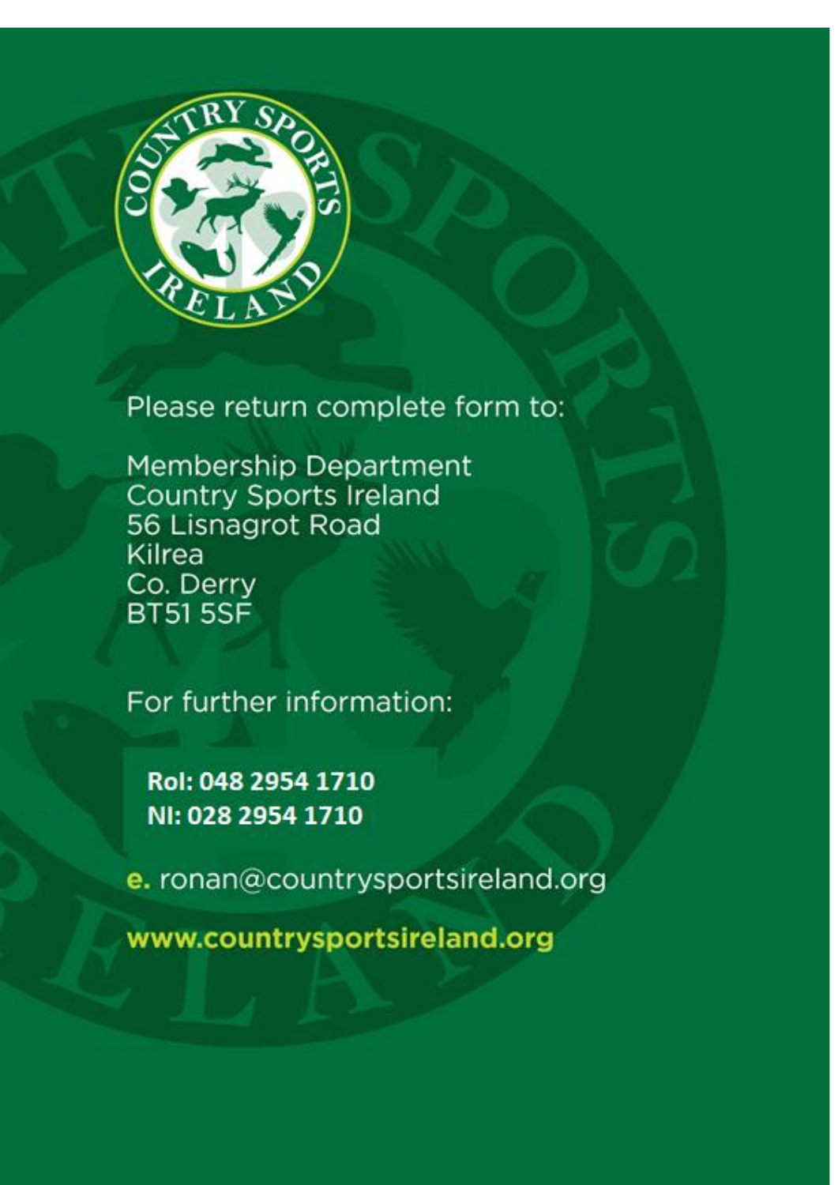Please return complete form to:

Membership Department
Country Sports Ireland
56 Lisnagrot Road
Kilrea
Co. Derry
BT51 5SF

For further information:

**RoI: 048 2954 1710**
**NI: 028 2954 1710**

**e.** ronan@countrysportsireland.org

**www.countrysportsireland.org**